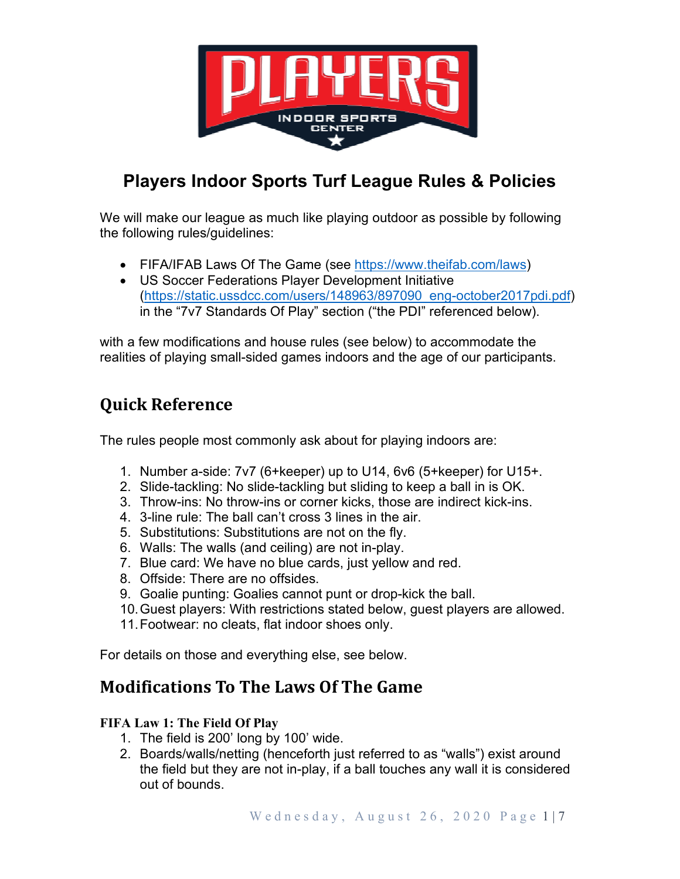# Players Indoor Sports Turf League Rules & Policies

We will make our league as much like playing outdoor as possible by following the following rules/guidelines:

- FIFA/IFAB Laws Of The Game (see https://www.theifab.com/laws)
- US Soccer Federations Player Development Initiative (https://static.ussdcc.com/users/148963/897090_eng-october2017pdi.pdf) in the "7v7 Standards Of Play" section ("the PDI" referenced below).

with a few modifications and house rules (see below) to accommodate the realities of playing small-sided games indoors and the age of our participants.

## Quick Reference

The rules people most commonly ask about for playing indoors are:

1. Number a-side: 7v7 (6+keeper) up to U14, 6v6 (5+keeper) for U15+.
2. Slide-tackling: No slide-tackling but sliding to keep a ball in is OK.
3. Throw-ins: No throw-ins or corner kicks, those are indirect kick-ins.
4. 3-line rule: The ball can't cross 3 lines in the air.
5. Substitutions: Substitutions are not on the fly.
6. Walls: The walls (and ceiling) are not in-play.
7. Blue card: We have no blue cards, just yellow and red.
8. Offside: There are no offsides.
9. Goalie punting: Goalies cannot punt or drop-kick the ball.
10. Guest players: With restrictions stated below, guest players are allowed.
11. Footwear: no cleats, flat indoor shoes only.

For details on those and everything else, see below.

## Modifications To The Laws Of The Game

**FIFA Law 1: The Field Of Play**

1. The field is 200' long by 100' wide.
2. Boards/walls/netting (henceforth just referred to as "walls") exist around the field but they are not in-play, if a ball touches any wall it is considered out of bounds.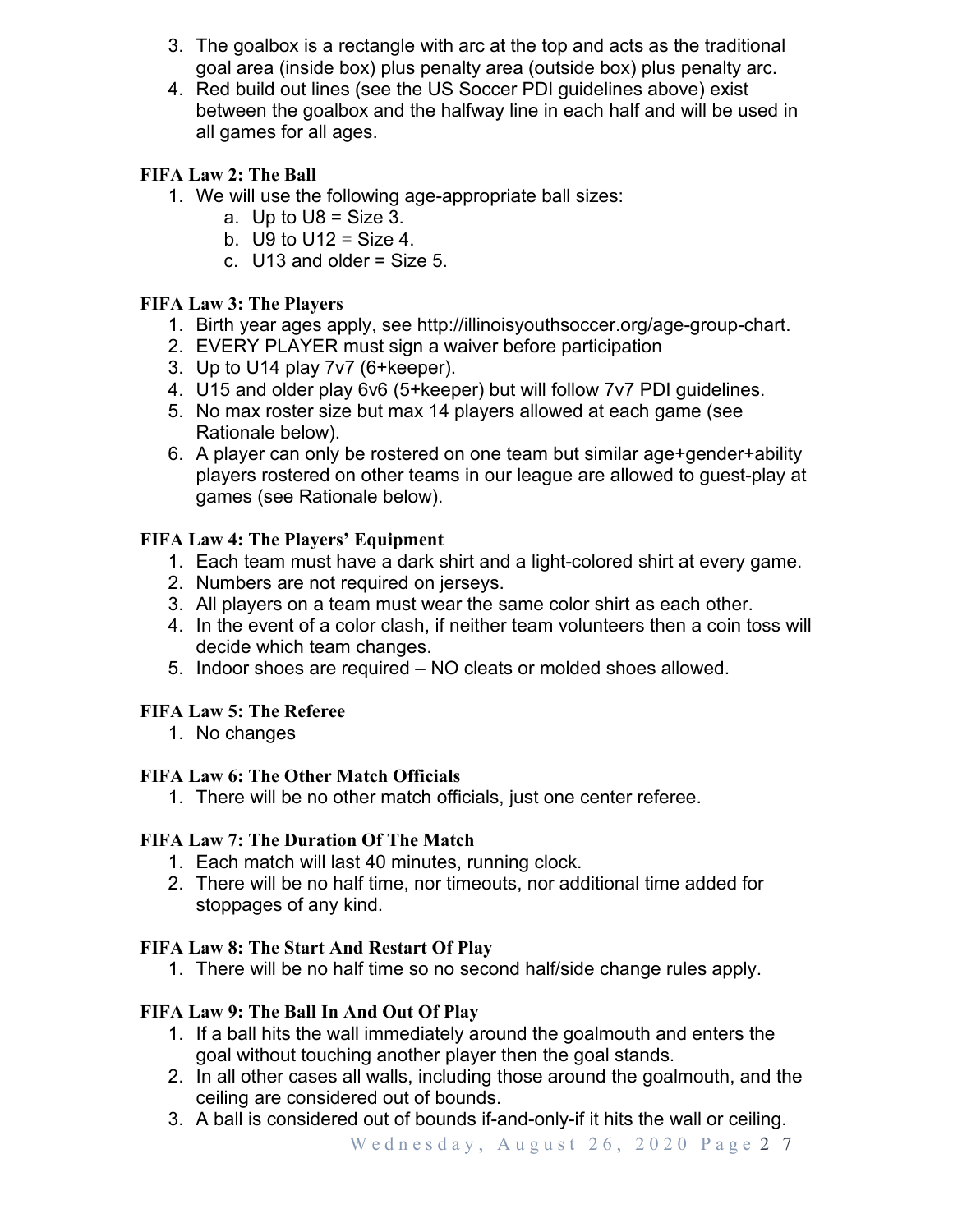3. The goalbox is a rectangle with arc at the top and acts as the traditional goal area (inside box) plus penalty area (outside box) plus penalty arc.
4. Red build out lines (see the US Soccer PDI guidelines above) exist between the goalbox and the halfway line in each half and will be used in all games for all ages.

**FIFA Law 2: The Ball**

1. We will use the following age-appropriate ball sizes:
    a. Up to U8 = Size 3.
    b. U9 to U12 = Size 4.
    c. U13 and older = Size 5.

**FIFA Law 3: The Players**

1. Birth year ages apply, see http://illinoisyouthsoccer.org/age-group-chart.
2. EVERY PLAYER must sign a waiver before participation
3. Up to U14 play 7v7 (6+keeper).
4. U15 and older play 6v6 (5+keeper) but will follow 7v7 PDI guidelines.
5. No max roster size but max 14 players allowed at each game (see Rationale below).
6. A player can only be rostered on one team but similar age+gender+ability players rostered on other teams in our league are allowed to guest-play at games (see Rationale below).

**FIFA Law 4: The Players' Equipment**

1. Each team must have a dark shirt and a light-colored shirt at every game.
2. Numbers are not required on jerseys.
3. All players on a team must wear the same color shirt as each other.
4. In the event of a color clash, if neither team volunteers then a coin toss will decide which team changes.
5. Indoor shoes are required – NO cleats or molded shoes allowed.

**FIFA Law 5: The Referee**

1. No changes

**FIFA Law 6: The Other Match Officials**

1. There will be no other match officials, just one center referee.

**FIFA Law 7: The Duration Of The Match**

1. Each match will last 40 minutes, running clock.
2. There will be no half time, nor timeouts, nor additional time added for stoppages of any kind.

**FIFA Law 8: The Start And Restart Of Play**

1. There will be no half time so no second half/side change rules apply.

**FIFA Law 9: The Ball In And Out Of Play**

1. If a ball hits the wall immediately around the goalmouth and enters the goal without touching another player then the goal stands.
2. In all other cases all walls, including those around the goalmouth, and the ceiling are considered out of bounds.
3. A ball is considered out of bounds if-and-only-if it hits the wall or ceiling.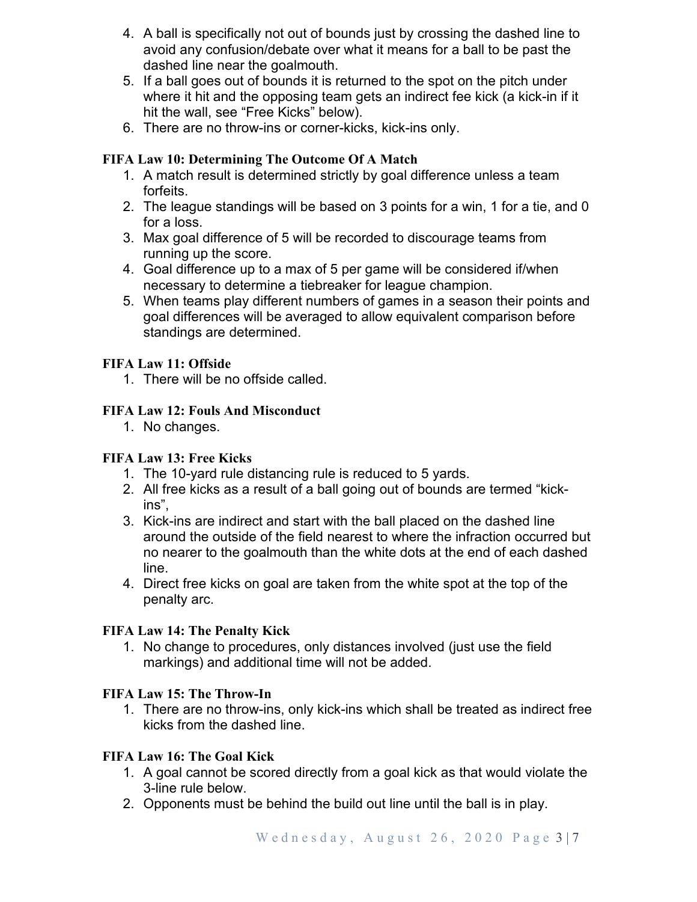4. A ball is specifically not out of bounds just by crossing the dashed line to avoid any confusion/debate over what it means for a ball to be past the dashed line near the goalmouth.
5. If a ball goes out of bounds it is returned to the spot on the pitch under where it hit and the opposing team gets an indirect fee kick (a kick-in if it hit the wall, see "Free Kicks" below).
6. There are no throw-ins or corner-kicks, kick-ins only.

**FIFA Law 10: Determining The Outcome Of A Match**

1. A match result is determined strictly by goal difference unless a team forfeits.
2. The league standings will be based on 3 points for a win, 1 for a tie, and 0 for a loss.
3. Max goal difference of 5 will be recorded to discourage teams from running up the score.
4. Goal difference up to a max of 5 per game will be considered if/when necessary to determine a tiebreaker for league champion.
5. When teams play different numbers of games in a season their points and goal differences will be averaged to allow equivalent comparison before standings are determined.

**FIFA Law 11: Offside**

1. There will be no offside called.

**FIFA Law 12: Fouls And Misconduct**

1. No changes.

**FIFA Law 13: Free Kicks**

1. The 10-yard rule distancing rule is reduced to 5 yards.
2. All free kicks as a result of a ball going out of bounds are termed "kick-ins",
3. Kick-ins are indirect and start with the ball placed on the dashed line around the outside of the field nearest to where the infraction occurred but no nearer to the goalmouth than the white dots at the end of each dashed line.
4. Direct free kicks on goal are taken from the white spot at the top of the penalty arc.

**FIFA Law 14: The Penalty Kick**

1. No change to procedures, only distances involved (just use the field markings) and additional time will not be added.

**FIFA Law 15: The Throw-In**

1. There are no throw-ins, only kick-ins which shall be treated as indirect free kicks from the dashed line.

**FIFA Law 16: The Goal Kick**

1. A goal cannot be scored directly from a goal kick as that would violate the 3-line rule below.
2. Opponents must be behind the build out line until the ball is in play.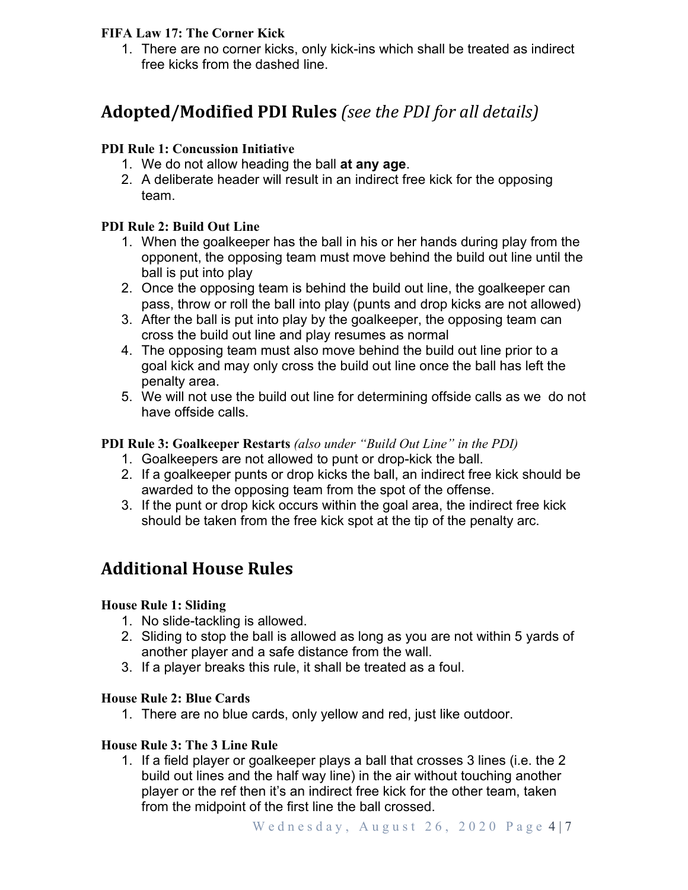### FIFA Law 17: The Corner Kick

1. There are no corner kicks, only kick-ins which shall be treated as indirect free kicks from the dashed line.

## Adopted/Modified PDI Rules *(see the PDI for all details)*

### PDI Rule 1: Concussion Initiative

1. We do not allow heading the ball **at any age**.
2. A deliberate header will result in an indirect free kick for the opposing team.

### PDI Rule 2: Build Out Line

1. When the goalkeeper has the ball in his or her hands during play from the opponent, the opposing team must move behind the build out line until the ball is put into play
2. Once the opposing team is behind the build out line, the goalkeeper can pass, throw or roll the ball into play (punts and drop kicks are not allowed)
3. After the ball is put into play by the goalkeeper, the opposing team can cross the build out line and play resumes as normal
4. The opposing team must also move behind the build out line prior to a goal kick and may only cross the build out line once the ball has left the penalty area.
5. We will not use the build out line for determining offside calls as we do not have offside calls.

### PDI Rule 3: Goalkeeper Restarts *(also under "Build Out Line" in the PDI)*

1. Goalkeepers are not allowed to punt or drop-kick the ball.
2. If a goalkeeper punts or drop kicks the ball, an indirect free kick should be awarded to the opposing team from the spot of the offense.
3. If the punt or drop kick occurs within the goal area, the indirect free kick should be taken from the free kick spot at the tip of the penalty arc.

## Additional House Rules

### House Rule 1: Sliding

1. No slide-tackling is allowed.
2. Sliding to stop the ball is allowed as long as you are not within 5 yards of another player and a safe distance from the wall.
3. If a player breaks this rule, it shall be treated as a foul.

### House Rule 2: Blue Cards

1. There are no blue cards, only yellow and red, just like outdoor.

### House Rule 3: The 3 Line Rule

1. If a field player or goalkeeper plays a ball that crosses 3 lines (i.e. the 2 build out lines and the half way line) in the air without touching another player or the ref then it's an indirect free kick for the other team, taken from the midpoint of the first line the ball crossed.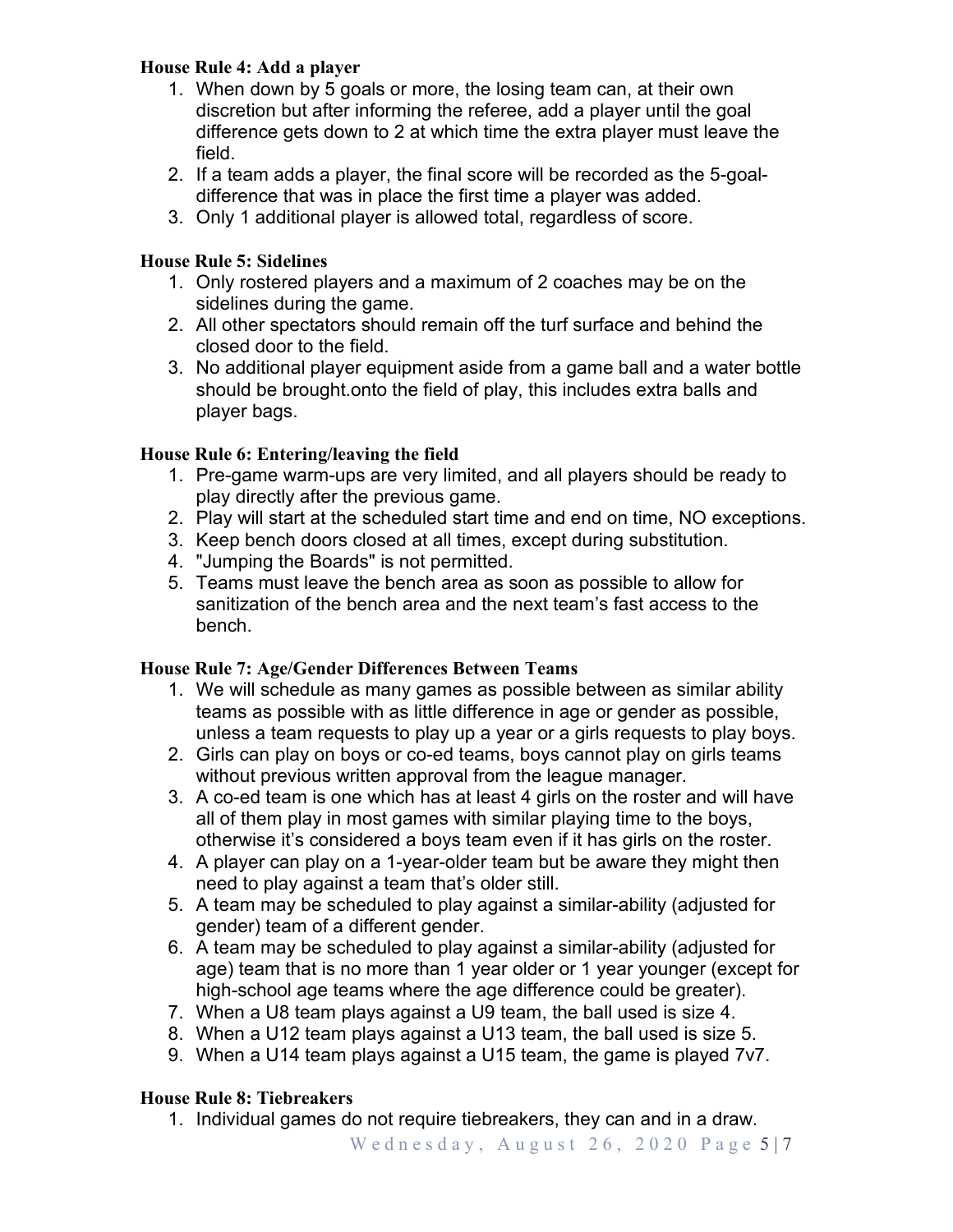**House Rule 4: Add a player**

1. When down by 5 goals or more, the losing team can, at their own discretion but after informing the referee, add a player until the goal difference gets down to 2 at which time the extra player must leave the field.
2. If a team adds a player, the final score will be recorded as the 5-goal-difference that was in place the first time a player was added.
3. Only 1 additional player is allowed total, regardless of score.

**House Rule 5: Sidelines**

1. Only rostered players and a maximum of 2 coaches may be on the sidelines during the game.
2. All other spectators should remain off the turf surface and behind the closed door to the field.
3. No additional player equipment aside from a game ball and a water bottle should be brought.onto the field of play, this includes extra balls and player bags.

**House Rule 6: Entering/leaving the field**

1. Pre-game warm-ups are very limited, and all players should be ready to play directly after the previous game.
2. Play will start at the scheduled start time and end on time, NO exceptions.
3. Keep bench doors closed at all times, except during substitution.
4. "Jumping the Boards" is not permitted.
5. Teams must leave the bench area as soon as possible to allow for sanitization of the bench area and the next team's fast access to the bench.

**House Rule 7: Age/Gender Differences Between Teams**

1. We will schedule as many games as possible between as similar ability teams as possible with as little difference in age or gender as possible, unless a team requests to play up a year or a girls requests to play boys.
2. Girls can play on boys or co-ed teams, boys cannot play on girls teams without previous written approval from the league manager.
3. A co-ed team is one which has at least 4 girls on the roster and will have all of them play in most games with similar playing time to the boys, otherwise it's considered a boys team even if it has girls on the roster.
4. A player can play on a 1-year-older team but be aware they might then need to play against a team that's older still.
5. A team may be scheduled to play against a similar-ability (adjusted for gender) team of a different gender.
6. A team may be scheduled to play against a similar-ability (adjusted for age) team that is no more than 1 year older or 1 year younger (except for high-school age teams where the age difference could be greater).
7. When a U8 team plays against a U9 team, the ball used is size 4.
8. When a U12 team plays against a U13 team, the ball used is size 5.
9. When a U14 team plays against a U15 team, the game is played 7v7.

**House Rule 8: Tiebreakers**

1. Individual games do not require tiebreakers, they can and in a draw.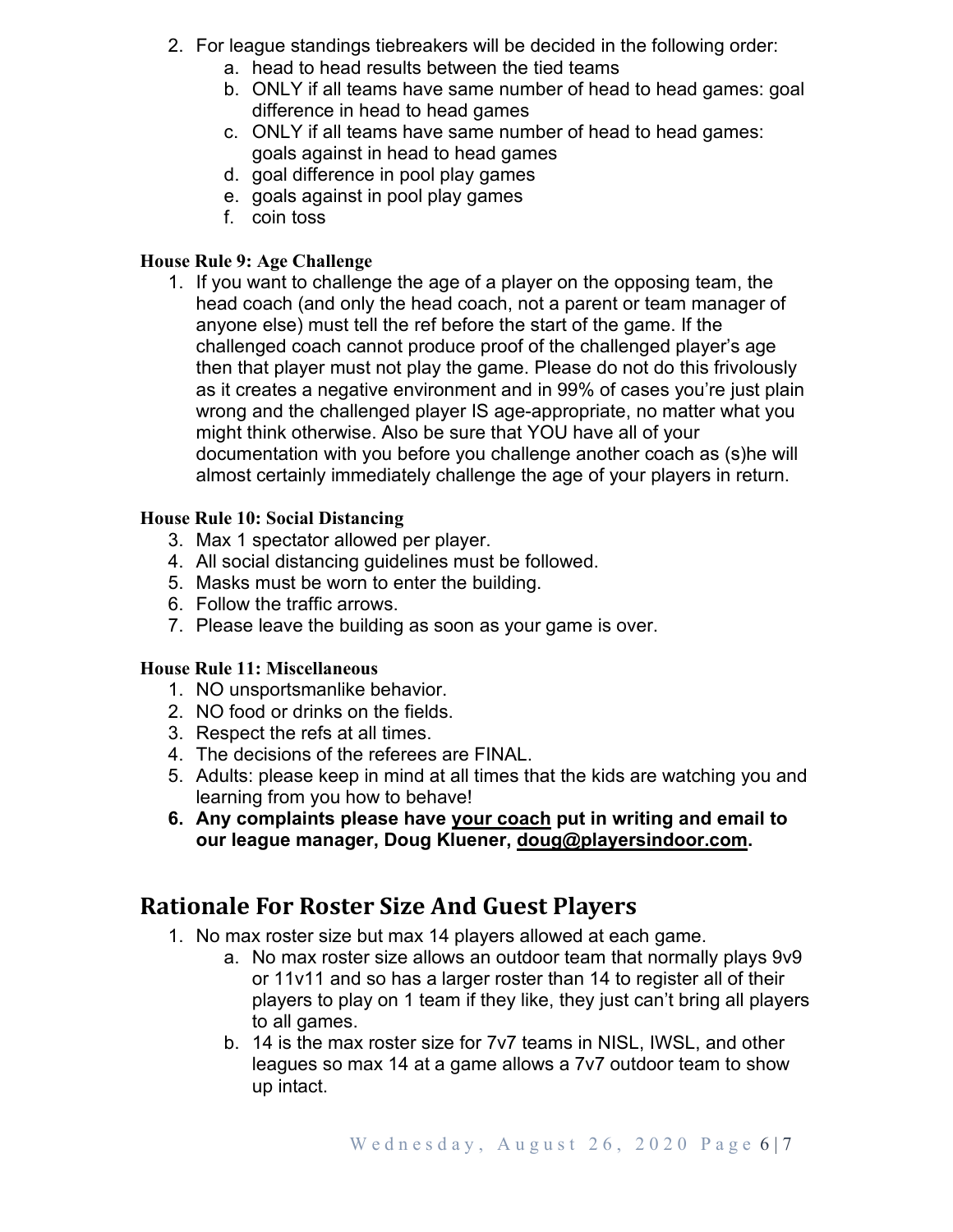2. For league standings tiebreakers will be decided in the following order:
    a. head to head results between the tied teams
    b. ONLY if all teams have same number of head to head games: goal difference in head to head games
    c. ONLY if all teams have same number of head to head games: goals against in head to head games
    d. goal difference in pool play games
    e. goals against in pool play games
    f. coin toss

**House Rule 9: Age Challenge**

1. If you want to challenge the age of a player on the opposing team, the head coach (and only the head coach, not a parent or team manager of anyone else) must tell the ref before the start of the game. If the challenged coach cannot produce proof of the challenged player's age then that player must not play the game. Please do not do this frivolously as it creates a negative environment and in 99% of cases you're just plain wrong and the challenged player IS age-appropriate, no matter what you might think otherwise. Also be sure that YOU have all of your documentation with you before you challenge another coach as (s)he will almost certainly immediately challenge the age of your players in return.

**House Rule 10: Social Distancing**

3. Max 1 spectator allowed per player.
4. All social distancing guidelines must be followed.
5. Masks must be worn to enter the building.
6. Follow the traffic arrows.
7. Please leave the building as soon as your game is over.

**House Rule 11: Miscellaneous**

1. NO unsportsmanlike behavior.
2. NO food or drinks on the fields.
3. Respect the refs at all times.
4. The decisions of the referees are FINAL.
5. Adults: please keep in mind at all times that the kids are watching you and learning from you how to behave!
6. **Any complaints please have <u>your coach</u> put in writing and email to our league manager, Doug Kluener, <u>doug@playersindoor.com</u>.**

## Rationale For Roster Size And Guest Players

1. No max roster size but max 14 players allowed at each game.
    a. No max roster size allows an outdoor team that normally plays 9v9 or 11v11 and so has a larger roster than 14 to register all of their players to play on 1 team if they like, they just can't bring all players to all games.
    b. 14 is the max roster size for 7v7 teams in NISL, IWSL, and other leagues so max 14 at a game allows a 7v7 outdoor team to show up intact.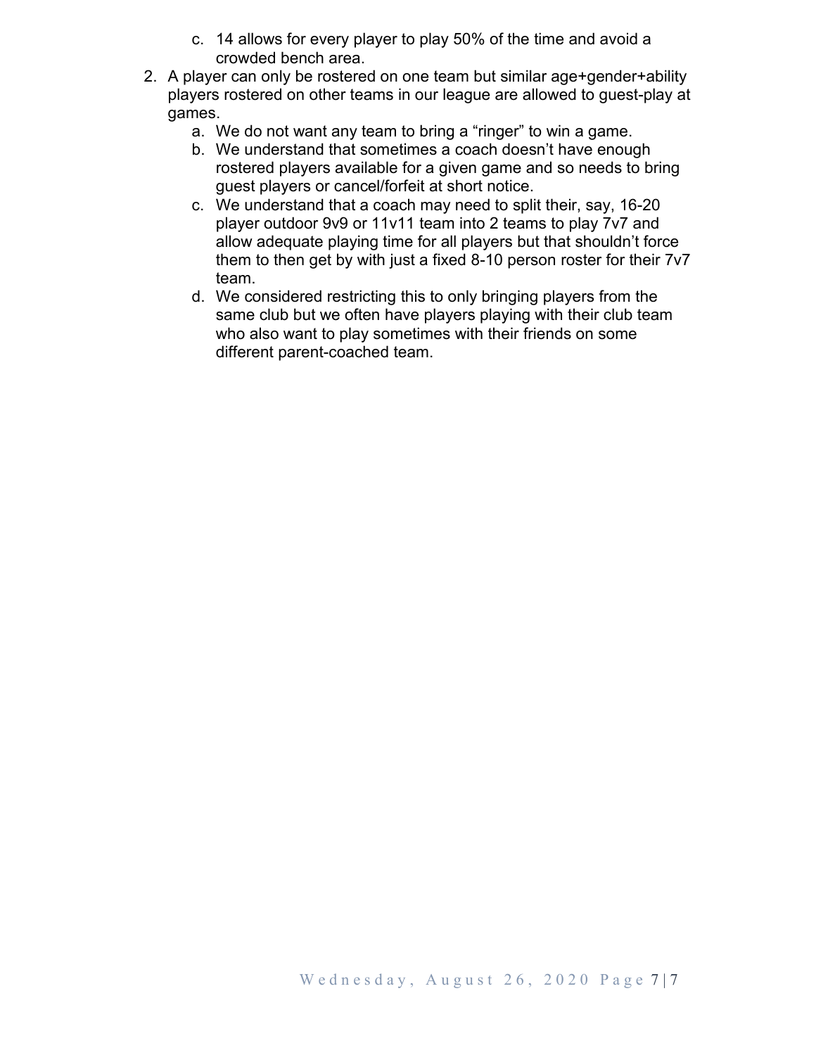c. 14 allows for every player to play 50% of the time and avoid a crowded bench area.

2. A player can only be rostered on one team but similar age+gender+ability players rostered on other teams in our league are allowed to guest-play at games.
   a. We do not want any team to bring a "ringer" to win a game.
   b. We understand that sometimes a coach doesn't have enough rostered players available for a given game and so needs to bring guest players or cancel/forfeit at short notice.
   c. We understand that a coach may need to split their, say, 16-20 player outdoor 9v9 or 11v11 team into 2 teams to play 7v7 and allow adequate playing time for all players but that shouldn't force them to then get by with just a fixed 8-10 person roster for their 7v7 team.
   d. We considered restricting this to only bringing players from the same club but we often have players playing with their club team who also want to play sometimes with their friends on some different parent-coached team.